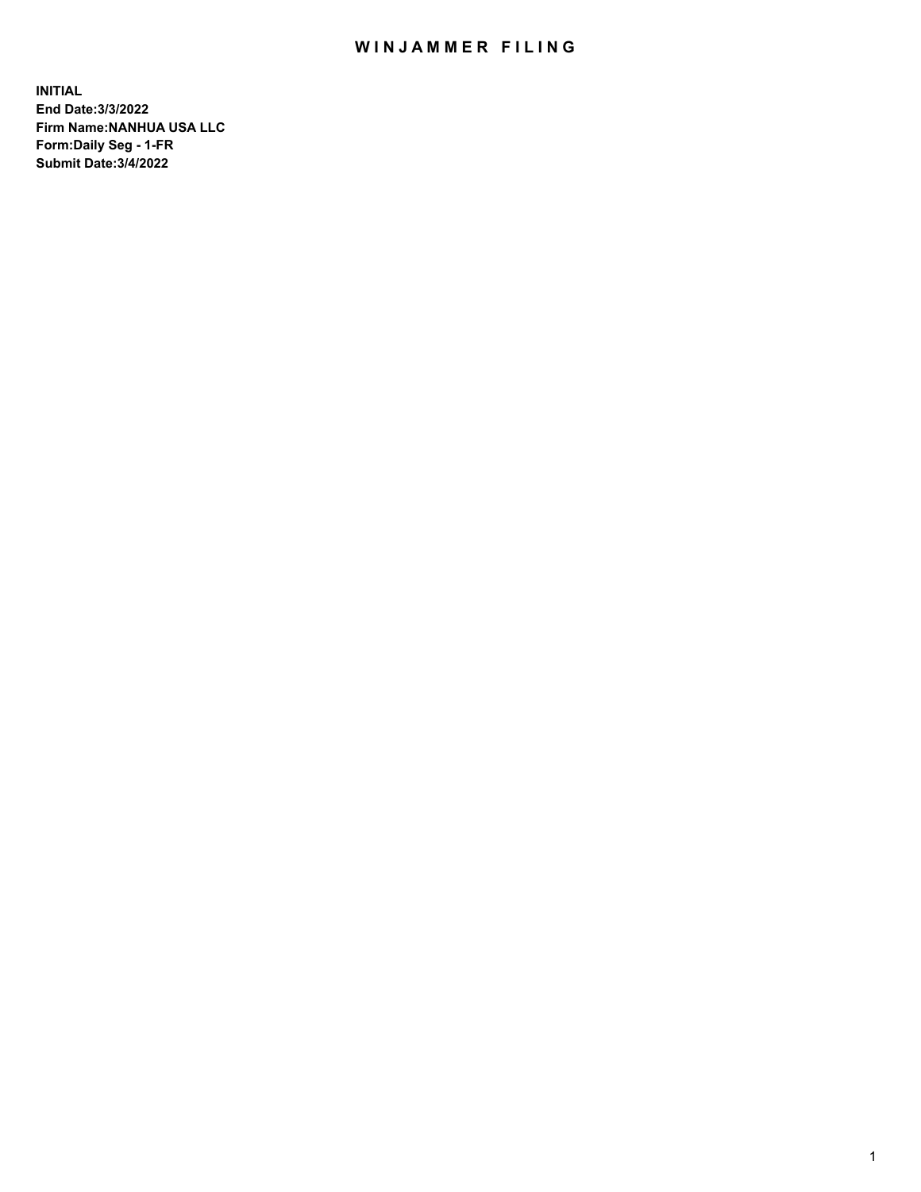# WINJAMMER FILING

**INITIAL**
**End Date:3/3/2022**
**Firm Name:NANHUA USA LLC**
**Form:Daily Seg - 1-FR**
**Submit Date:3/4/2022**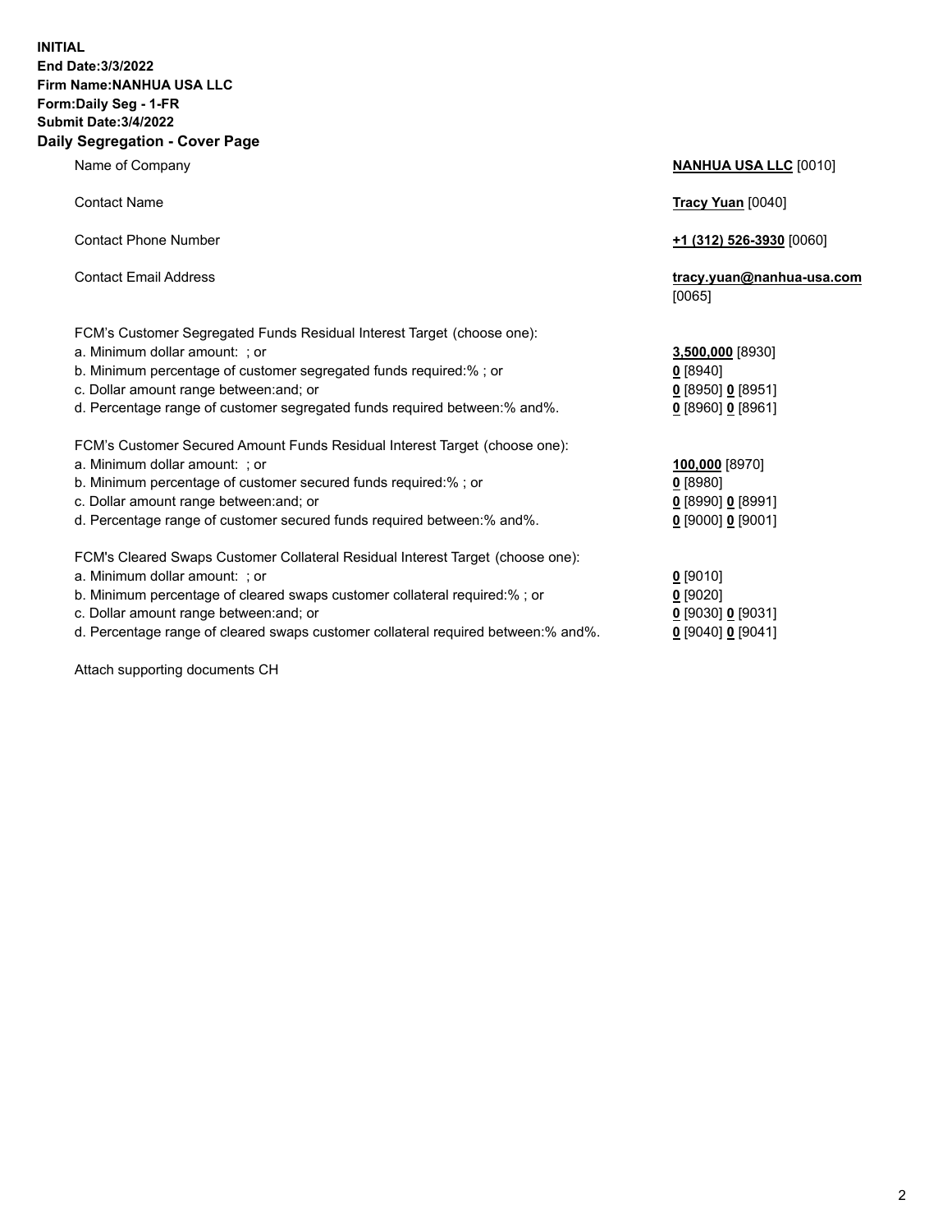**INITIAL**
**End Date:3/3/2022**
**Firm Name:NANHUA USA LLC**
**Form:Daily Seg - 1-FR**
**Submit Date:3/4/2022**

## Daily Segregation - Cover Page

| | |
|---|---|
| Name of Company | **NANHUA USA LLC** [0010] |
| Contact Name | **Tracy Yuan** [0040] |
| Contact Phone Number | **+1 (312) 526-3930** [0060] |
| Contact Email Address | **tracy.yuan@nanhua-usa.com** [0065] |
| FCM's Customer Segregated Funds Residual Interest Target (choose one): | |
| a. Minimum dollar amount: ; or | **3,500,000** [8930] |
| b. Minimum percentage of customer segregated funds required:% ; or | **0** [8940] |
| c. Dollar amount range between:and; or | **0** [8950] **0** [8951] |
| d. Percentage range of customer segregated funds required between:% and%. | **0** [8960] **0** [8961] |
| FCM's Customer Secured Amount Funds Residual Interest Target (choose one): | |
| a. Minimum dollar amount: ; or | **100,000** [8970] |
| b. Minimum percentage of customer secured funds required:% ; or | **0** [8980] |
| c. Dollar amount range between:and; or | **0** [8990] **0** [8991] |
| d. Percentage range of customer secured funds required between:% and%. | **0** [9000] **0** [9001] |
| FCM's Cleared Swaps Customer Collateral Residual Interest Target (choose one): | |
| a. Minimum dollar amount: ; or | **0** [9010] |
| b. Minimum percentage of cleared swaps customer collateral required:% ; or | **0** [9020] |
| c. Dollar amount range between:and; or | **0** [9030] **0** [9031] |
| d. Percentage range of cleared swaps customer collateral required between:% and%. | **0** [9040] **0** [9041] |

Attach supporting documents CH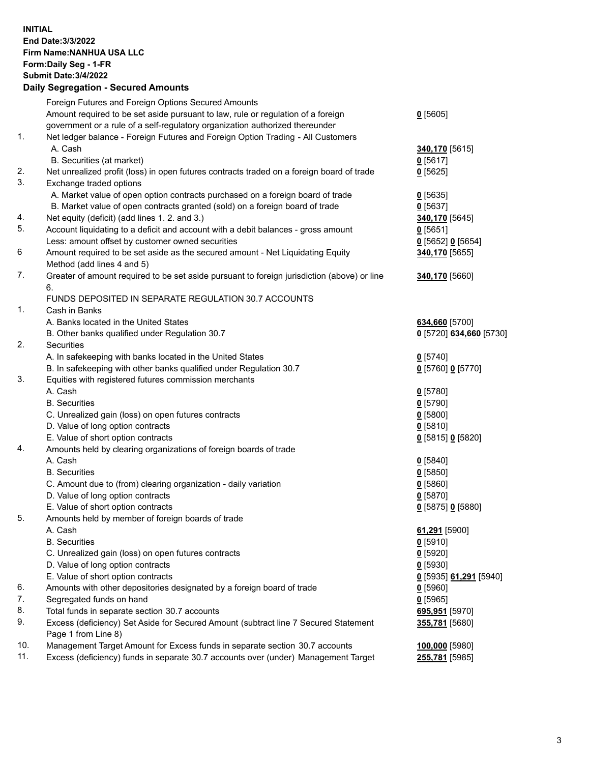**INITIAL**
**End Date:3/3/2022**
**Firm Name:NANHUA USA LLC**
**Form:Daily Seg - 1-FR**
**Submit Date:3/4/2022**

## Daily Segregation - Secured Amounts

| | | |
|---|---|---|
| | Foreign Futures and Foreign Options Secured Amounts | |
| | Amount required to be set aside pursuant to law, rule or regulation of a foreign government or a rule of a self-regulatory organization authorized thereunder | **0** [5605] |
| 1. | Net ledger balance - Foreign Futures and Foreign Option Trading - All Customers | |
| | A. Cash | **340,170** [5615] |
| | B. Securities (at market) | **0** [5617] |
| 2. | Net unrealized profit (loss) in open futures contracts traded on a foreign board of trade | **0** [5625] |
| 3. | Exchange traded options | |
| | A. Market value of open option contracts purchased on a foreign board of trade | **0** [5635] |
| | B. Market value of open contracts granted (sold) on a foreign board of trade | **0** [5637] |
| 4. | Net equity (deficit) (add lines 1. 2. and 3.) | **340,170** [5645] |
| 5. | Account liquidating to a deficit and account with a debit balances - gross amount | **0** [5651] |
| | Less: amount offset by customer owned securities | **0** [5652] **0** [5654] |
| 6 | Amount required to be set aside as the secured amount - Net Liquidating Equity Method (add lines 4 and 5) | **340,170** [5655] |
| 7. | Greater of amount required to be set aside pursuant to foreign jurisdiction (above) or line 6. | **340,170** [5660] |
| | FUNDS DEPOSITED IN SEPARATE REGULATION 30.7 ACCOUNTS | |
| 1. | Cash in Banks | |
| | A. Banks located in the United States | **634,660** [5700] |
| | B. Other banks qualified under Regulation 30.7 | **0** [5720] **634,660** [5730] |
| 2. | Securities | |
| | A. In safekeeping with banks located in the United States | **0** [5740] |
| | B. In safekeeping with other banks qualified under Regulation 30.7 | **0** [5760] **0** [5770] |
| 3. | Equities with registered futures commission merchants | |
| | A. Cash | **0** [5780] |
| | B. Securities | **0** [5790] |
| | C. Unrealized gain (loss) on open futures contracts | **0** [5800] |
| | D. Value of long option contracts | **0** [5810] |
| | E. Value of short option contracts | **0** [5815] **0** [5820] |
| 4. | Amounts held by clearing organizations of foreign boards of trade | |
| | A. Cash | **0** [5840] |
| | B. Securities | **0** [5850] |
| | C. Amount due to (from) clearing organization - daily variation | **0** [5860] |
| | D. Value of long option contracts | **0** [5870] |
| | E. Value of short option contracts | **0** [5875] **0** [5880] |
| 5. | Amounts held by member of foreign boards of trade | |
| | A. Cash | **61,291** [5900] |
| | B. Securities | **0** [5910] |
| | C. Unrealized gain (loss) on open futures contracts | **0** [5920] |
| | D. Value of long option contracts | **0** [5930] |
| | E. Value of short option contracts | **0** [5935] **61,291** [5940] |
| 6. | Amounts with other depositories designated by a foreign board of trade | **0** [5960] |
| 7. | Segregated funds on hand | **0** [5965] |
| 8. | Total funds in separate section 30.7 accounts | **695,951** [5970] |
| 9. | Excess (deficiency) Set Aside for Secured Amount (subtract line 7 Secured Statement Page 1 from Line 8) | **355,781** [5680] |
| 10. | Management Target Amount for Excess funds in separate section 30.7 accounts | **100,000** [5980] |
| 11. | Excess (deficiency) funds in separate 30.7 accounts over (under) Management Target | **255,781** [5985] |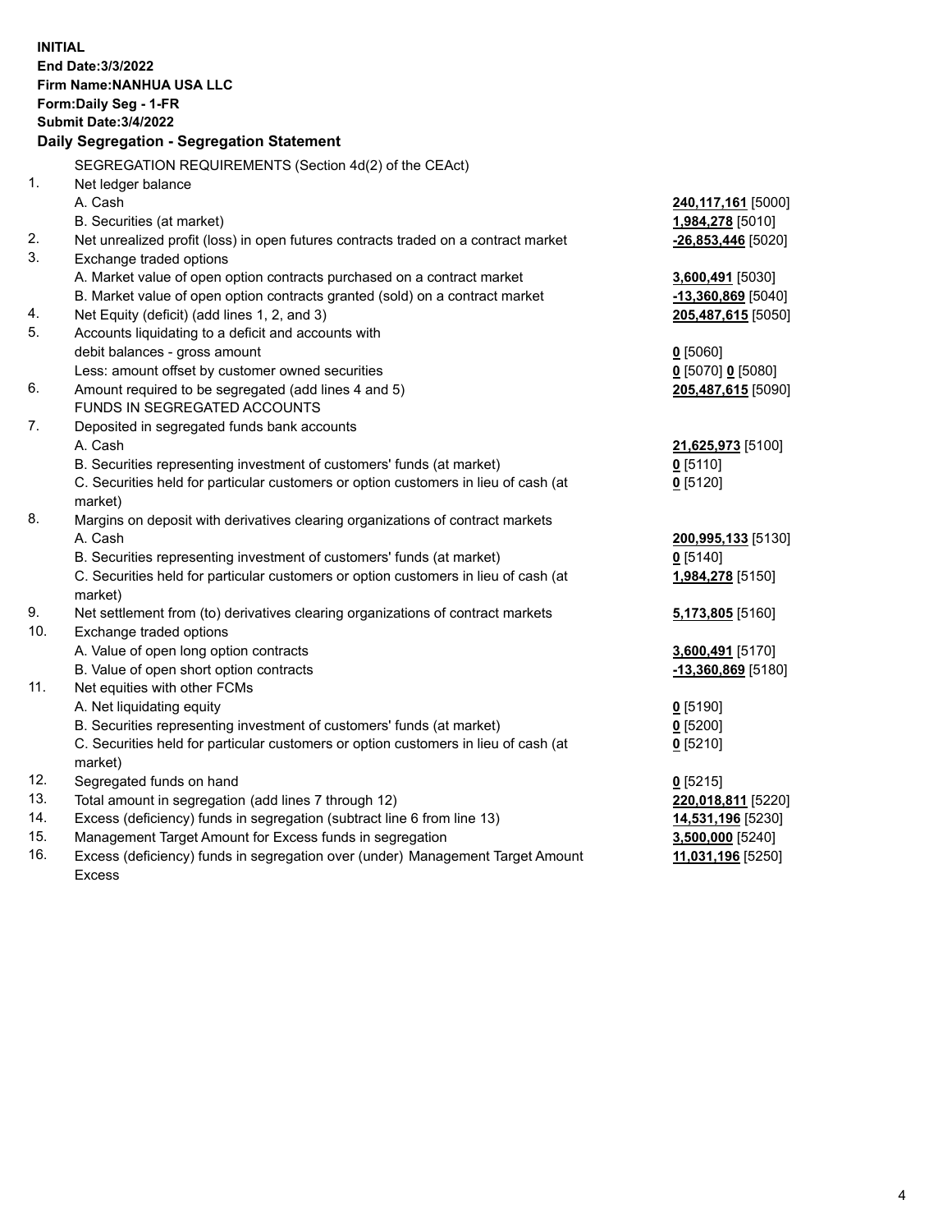**INITIAL**
**End Date:3/3/2022**
**Firm Name:NANHUA USA LLC**
**Form:Daily Seg - 1-FR**
**Submit Date:3/4/2022**

## Daily Segregation - Segregation Statement

| | | |
|---|---|---|
| | SEGREGATION REQUIREMENTS (Section 4d(2) of the CEAct) | |
| 1. | Net ledger balance | |
| | A. Cash | **240,117,161** [5000] |
| | B. Securities (at market) | **1,984,278** [5010] |
| 2. | Net unrealized profit (loss) in open futures contracts traded on a contract market | **-26,853,446** [5020] |
| 3. | Exchange traded options | |
| | A. Market value of open option contracts purchased on a contract market | **3,600,491** [5030] |
| | B. Market value of open option contracts granted (sold) on a contract market | **-13,360,869** [5040] |
| 4. | Net Equity (deficit) (add lines 1, 2, and 3) | **205,487,615** [5050] |
| 5. | Accounts liquidating to a deficit and accounts with debit balances - gross amount | **0** [5060] |
| | Less: amount offset by customer owned securities | **0** [5070] **0** [5080] |
| 6. | Amount required to be segregated (add lines 4 and 5) | **205,487,615** [5090] |
| | FUNDS IN SEGREGATED ACCOUNTS | |
| 7. | Deposited in segregated funds bank accounts | |
| | A. Cash | **21,625,973** [5100] |
| | B. Securities representing investment of customers' funds (at market) | **0** [5110] |
| | C. Securities held for particular customers or option customers in lieu of cash (at market) | **0** [5120] |
| 8. | Margins on deposit with derivatives clearing organizations of contract markets | |
| | A. Cash | **200,995,133** [5130] |
| | B. Securities representing investment of customers' funds (at market) | **0** [5140] |
| | C. Securities held for particular customers or option customers in lieu of cash (at market) | **1,984,278** [5150] |
| 9. | Net settlement from (to) derivatives clearing organizations of contract markets | **5,173,805** [5160] |
| 10. | Exchange traded options | |
| | A. Value of open long option contracts | **3,600,491** [5170] |
| | B. Value of open short option contracts | **-13,360,869** [5180] |
| 11. | Net equities with other FCMs | |
| | A. Net liquidating equity | **0** [5190] |
| | B. Securities representing investment of customers' funds (at market) | **0** [5200] |
| | C. Securities held for particular customers or option customers in lieu of cash (at market) | **0** [5210] |
| 12. | Segregated funds on hand | **0** [5215] |
| 13. | Total amount in segregation (add lines 7 through 12) | **220,018,811** [5220] |
| 14. | Excess (deficiency) funds in segregation (subtract line 6 from line 13) | **14,531,196** [5230] |
| 15. | Management Target Amount for Excess funds in segregation | **3,500,000** [5240] |
| 16. | Excess (deficiency) funds in segregation over (under) Management Target Amount Excess | **11,031,196** [5250] |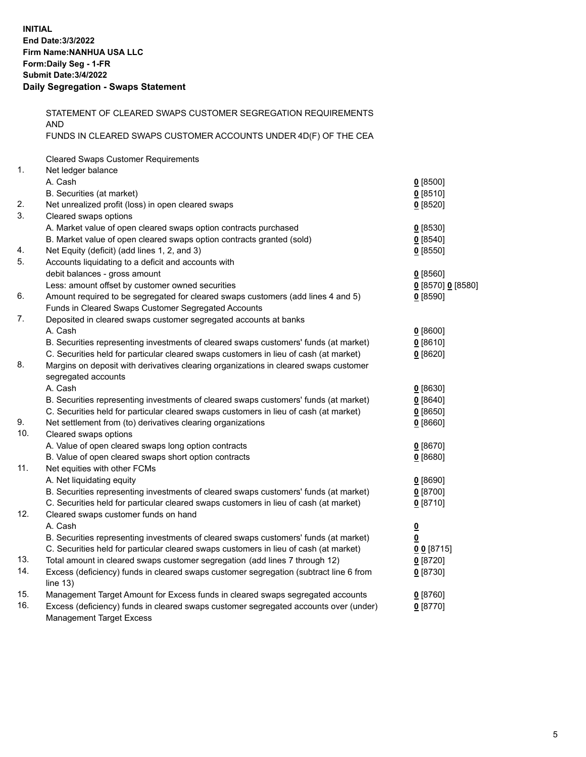**INITIAL**
**End Date:3/3/2022**
**Firm Name:NANHUA USA LLC**
**Form:Daily Seg - 1-FR**
**Submit Date:3/4/2022**
**Daily Segregation - Swaps Statement**

STATEMENT OF CLEARED SWAPS CUSTOMER SEGREGATION REQUIREMENTS AND FUNDS IN CLEARED SWAPS CUSTOMER ACCOUNTS UNDER 4D(F) OF THE CEA

| | | |
|---|---|---|
| | Cleared Swaps Customer Requirements | |
| 1. | Net ledger balance | |
| | A. Cash | 0 [8500] |
| | B. Securities (at market) | 0 [8510] |
| 2. | Net unrealized profit (loss) in open cleared swaps | 0 [8520] |
| 3. | Cleared swaps options | |
| | A. Market value of open cleared swaps option contracts purchased | 0 [8530] |
| | B. Market value of open cleared swaps option contracts granted (sold) | 0 [8540] |
| 4. | Net Equity (deficit) (add lines 1, 2, and 3) | 0 [8550] |
| 5. | Accounts liquidating to a deficit and accounts with debit balances - gross amount | 0 [8560] |
| | Less: amount offset by customer owned securities | 0 [8570] 0 [8580] |
| 6. | Amount required to be segregated for cleared swaps customers (add lines 4 and 5) | 0 [8590] |
| | Funds in Cleared Swaps Customer Segregated Accounts | |
| 7. | Deposited in cleared swaps customer segregated accounts at banks | |
| | A. Cash | 0 [8600] |
| | B. Securities representing investments of cleared swaps customers' funds (at market) | 0 [8610] |
| | C. Securities held for particular cleared swaps customers in lieu of cash (at market) | 0 [8620] |
| 8. | Margins on deposit with derivatives clearing organizations in cleared swaps customer segregated accounts | |
| | A. Cash | 0 [8630] |
| | B. Securities representing investments of cleared swaps customers' funds (at market) | 0 [8640] |
| | C. Securities held for particular cleared swaps customers in lieu of cash (at market) | 0 [8650] |
| 9. | Net settlement from (to) derivatives clearing organizations | 0 [8660] |
| 10. | Cleared swaps options | |
| | A. Value of open cleared swaps long option contracts | 0 [8670] |
| | B. Value of open cleared swaps short option contracts | 0 [8680] |
| 11. | Net equities with other FCMs | |
| | A. Net liquidating equity | 0 [8690] |
| | B. Securities representing investments of cleared swaps customers' funds (at market) | 0 [8700] |
| | C. Securities held for particular cleared swaps customers in lieu of cash (at market) | 0 [8710] |
| 12. | Cleared swaps customer funds on hand | |
| | A. Cash | 0 |
| | B. Securities representing investments of cleared swaps customers' funds (at market) | 0 |
| | C. Securities held for particular cleared swaps customers in lieu of cash (at market) | 0 0 [8715] |
| 13. | Total amount in cleared swaps customer segregation (add lines 7 through 12) | 0 [8720] |
| 14. | Excess (deficiency) funds in cleared swaps customer segregation (subtract line 6 from line 13) | 0 [8730] |
| 15. | Management Target Amount for Excess funds in cleared swaps segregated accounts | 0 [8760] |
| 16. | Excess (deficiency) funds in cleared swaps customer segregated accounts over (under) Management Target Excess | 0 [8770] |